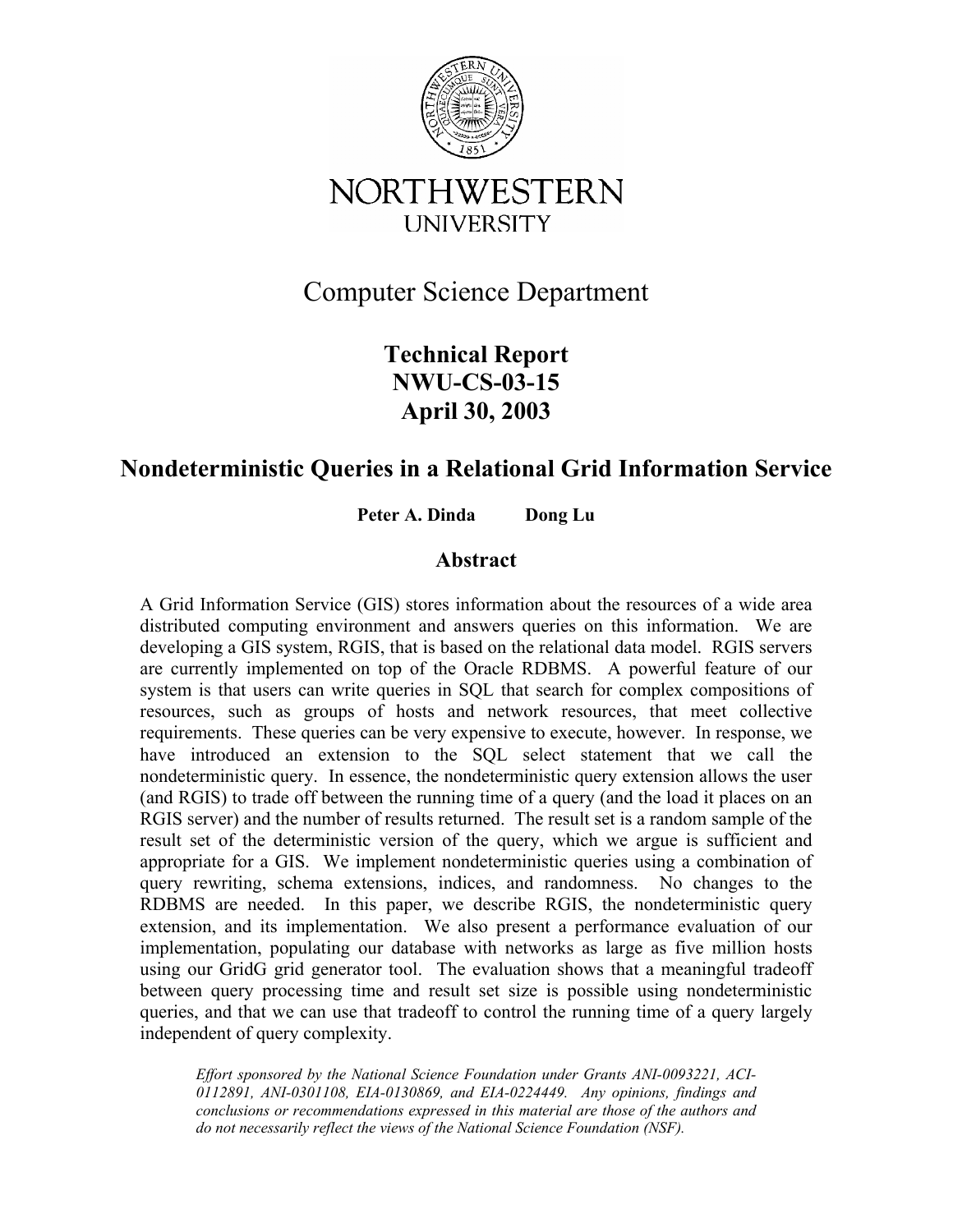NORTHWESTERN
UNIVERSITY

# Computer Science Department

**Technical Report**
**NWU-CS-03-15**
**April 30, 2003**

## Nondeterministic Queries in a Relational Grid Information Service

**Peter A. Dinda Dong Lu**

### Abstract

A Grid Information Service (GIS) stores information about the resources of a wide area distributed computing environment and answers queries on this information. We are developing a GIS system, RGIS, that is based on the relational data model. RGIS servers are currently implemented on top of the Oracle RDBMS. A powerful feature of our system is that users can write queries in SQL that search for complex compositions of resources, such as groups of hosts and network resources, that meet collective requirements. These queries can be very expensive to execute, however. In response, we have introduced an extension to the SQL select statement that we call the nondeterministic query. In essence, the nondeterministic query extension allows the user (and RGIS) to trade off between the running time of a query (and the load it places on an RGIS server) and the number of results returned. The result set is a random sample of the result set of the deterministic version of the query, which we argue is sufficient and appropriate for a GIS. We implement nondeterministic queries using a combination of query rewriting, schema extensions, indices, and randomness. No changes to the RDBMS are needed. In this paper, we describe RGIS, the nondeterministic query extension, and its implementation. We also present a performance evaluation of our implementation, populating our database with networks as large as five million hosts using our GridG grid generator tool. The evaluation shows that a meaningful tradeoff between query processing time and result set size is possible using nondeterministic queries, and that we can use that tradeoff to control the running time of a query largely independent of query complexity.

*Effort sponsored by the National Science Foundation under Grants ANI-0093221, ACI-0112891, ANI-0301108, EIA-0130869, and EIA-0224449. Any opinions, findings and conclusions or recommendations expressed in this material are those of the authors and do not necessarily reflect the views of the National Science Foundation (NSF).*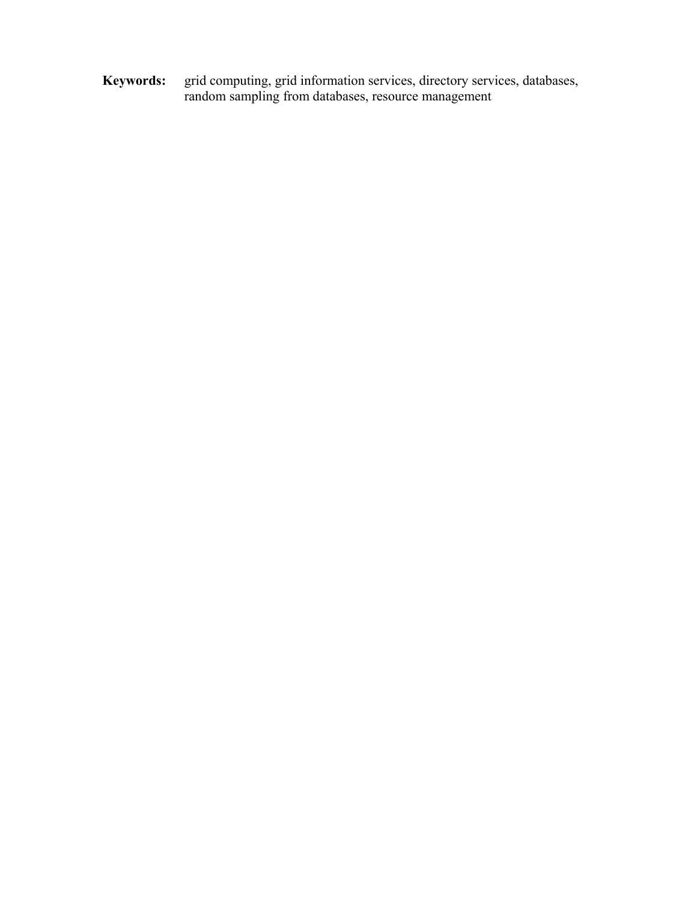**Keywords:** grid computing, grid information services, directory services, databases, random sampling from databases, resource management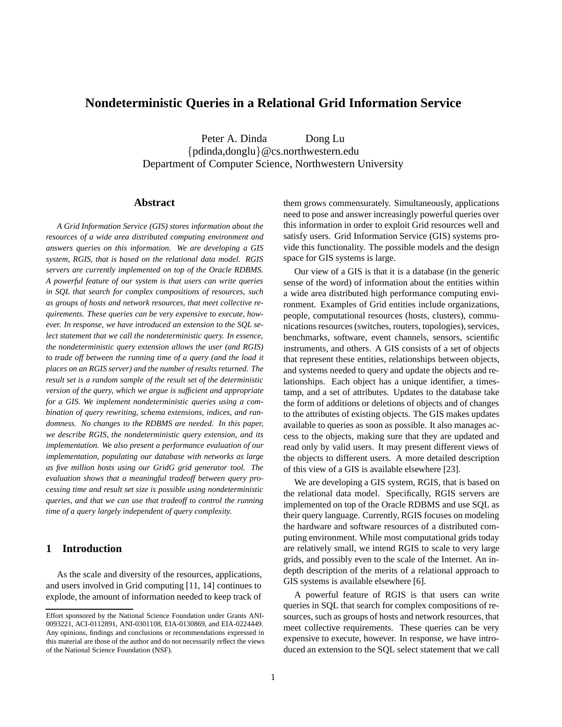# Nondeterministic Queries in a Relational Grid Information Service

Peter A. Dinda  Dong Lu
{pdinda,donglu}@cs.northwestern.edu
Department of Computer Science, Northwestern University

## Abstract

*A Grid Information Service (GIS) stores information about the resources of a wide area distributed computing environment and answers queries on this information. We are developing a GIS system, RGIS, that is based on the relational data model. RGIS servers are currently implemented on top of the Oracle RDBMS. A powerful feature of our system is that users can write queries in SQL that search for complex compositions of resources, such as groups of hosts and network resources, that meet collective requirements. These queries can be very expensive to execute, however. In response, we have introduced an extension to the SQL select statement that we call the nondeterministic query. In essence, the nondeterministic query extension allows the user (and RGIS) to trade off between the running time of a query (and the load it places on an RGIS server) and the number of results returned. The result set is a random sample of the result set of the deterministic version of the query, which we argue is sufficient and appropriate for a GIS. We implement nondeterministic queries using a combination of query rewriting, schema extensions, indices, and randomness. No changes to the RDBMS are needed. In this paper, we describe RGIS, the nondeterministic query extension, and its implementation. We also present a performance evaluation of our implementation, populating our database with networks as large as five million hosts using our GridG grid generator tool. The evaluation shows that a meaningful tradeoff between query processing time and result set size is possible using nondeterministic queries, and that we can use that tradeoff to control the running time of a query largely independent of query complexity.*

## 1 Introduction

As the scale and diversity of the resources, applications, and users involved in Grid computing [11, 14] continues to explode, the amount of information needed to keep track of them grows commensurately. Simultaneously, applications need to pose and answer increasingly powerful queries over this information in order to exploit Grid resources well and satisfy users. Grid Information Service (GIS) systems provide this functionality. The possible models and the design space for GIS systems is large.

Our view of a GIS is that it is a database (in the generic sense of the word) of information about the entities within a wide area distributed high performance computing environment. Examples of Grid entities include organizations, people, computational resources (hosts, clusters), communications resources (switches, routers, topologies), services, benchmarks, software, event channels, sensors, scientific instruments, and others. A GIS consists of a set of objects that represent these entities, relationships between objects, and systems needed to query and update the objects and relationships. Each object has a unique identifier, a timestamp, and a set of attributes. Updates to the database take the form of additions or deletions of objects and of changes to the attributes of existing objects. The GIS makes updates available to queries as soon as possible. It also manages access to the objects, making sure that they are updated and read only by valid users. It may present different views of the objects to different users. A more detailed description of this view of a GIS is available elsewhere [23].

We are developing a GIS system, RGIS, that is based on the relational data model. Specifically, RGIS servers are implemented on top of the Oracle RDBMS and use SQL as their query language. Currently, RGIS focuses on modeling the hardware and software resources of a distributed computing environment. While most computational grids today are relatively small, we intend RGIS to scale to very large grids, and possibly even to the scale of the Internet. An in-depth description of the merits of a relational approach to GIS systems is available elsewhere [6].

A powerful feature of RGIS is that users can write queries in SQL that search for complex compositions of resources, such as groups of hosts and network resources, that meet collective requirements. These queries can be very expensive to execute, however. In response, we have introduced an extension to the SQL select statement that we call

---

Effort sponsored by the National Science Foundation under Grants ANI-0093221, ACI-0112891, ANI-0301108, EIA-0130869, and EIA-0224449. Any opinions, findings and conclusions or recommendations expressed in this material are those of the author and do not necessarily reflect the views of the National Science Foundation (NSF).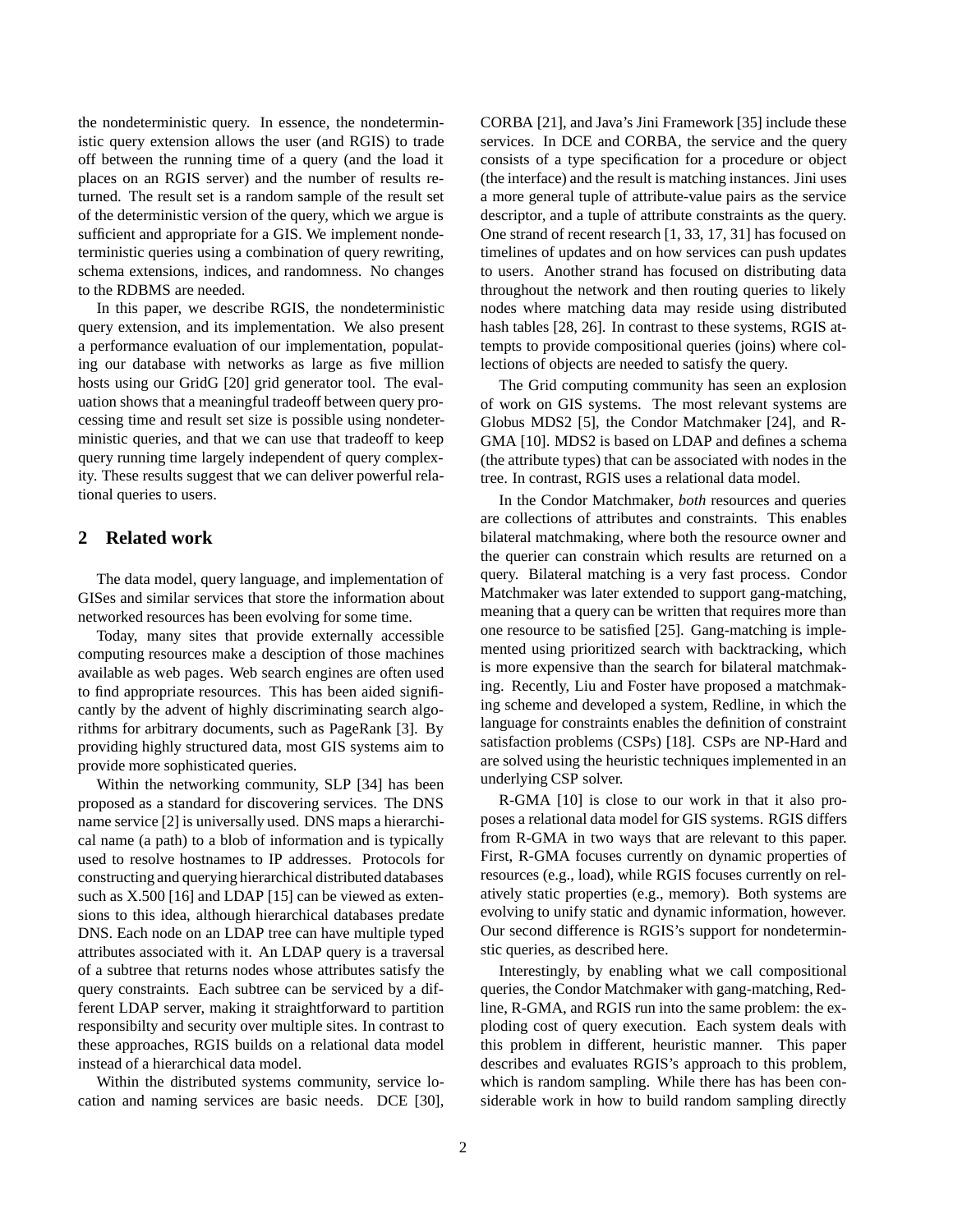the nondeterministic query. In essence, the nondeterministic query extension allows the user (and RGIS) to trade off between the running time of a query (and the load it places on an RGIS server) and the number of results returned. The result set is a random sample of the result set of the deterministic version of the query, which we argue is sufficient and appropriate for a GIS. We implement nondeterministic queries using a combination of query rewriting, schema extensions, indices, and randomness. No changes to the RDBMS are needed.

In this paper, we describe RGIS, the nondeterministic query extension, and its implementation. We also present a performance evaluation of our implementation, populating our database with networks as large as five million hosts using our GridG [20] grid generator tool. The evaluation shows that a meaningful tradeoff between query processing time and result set size is possible using nondeterministic queries, and that we can use that tradeoff to keep query running time largely independent of query complexity. These results suggest that we can deliver powerful relational queries to users.

## 2 Related work

The data model, query language, and implementation of GISes and similar services that store the information about networked resources has been evolving for some time.

Today, many sites that provide externally accessible computing resources make a desciption of those machines available as web pages. Web search engines are often used to find appropriate resources. This has been aided significantly by the advent of highly discriminating search algorithms for arbitrary documents, such as PageRank [3]. By providing highly structured data, most GIS systems aim to provide more sophisticated queries.

Within the networking community, SLP [34] has been proposed as a standard for discovering services. The DNS name service [2] is universally used. DNS maps a hierarchical name (a path) to a blob of information and is typically used to resolve hostnames to IP addresses. Protocols for constructing and querying hierarchical distributed databases such as X.500 [16] and LDAP [15] can be viewed as extensions to this idea, although hierarchical databases predate DNS. Each node on an LDAP tree can have multiple typed attributes associated with it. An LDAP query is a traversal of a subtree that returns nodes whose attributes satisfy the query constraints. Each subtree can be serviced by a different LDAP server, making it straightforward to partition responsibilty and security over multiple sites. In contrast to these approaches, RGIS builds on a relational data model instead of a hierarchical data model.

Within the distributed systems community, service location and naming services are basic needs. DCE [30], CORBA [21], and Java's Jini Framework [35] include these services. In DCE and CORBA, the service and the query consists of a type specification for a procedure or object (the interface) and the result is matching instances. Jini uses a more general tuple of attribute-value pairs as the service descriptor, and a tuple of attribute constraints as the query. One strand of recent research [1, 33, 17, 31] has focused on timelines of updates and on how services can push updates to users. Another strand has focused on distributing data throughout the network and then routing queries to likely nodes where matching data may reside using distributed hash tables [28, 26]. In contrast to these systems, RGIS attempts to provide compositional queries (joins) where collections of objects are needed to satisfy the query.

The Grid computing community has seen an explosion of work on GIS systems. The most relevant systems are Globus MDS2 [5], the Condor Matchmaker [24], and R-GMA [10]. MDS2 is based on LDAP and defines a schema (the attribute types) that can be associated with nodes in the tree. In contrast, RGIS uses a relational data model.

In the Condor Matchmaker, *both* resources and queries are collections of attributes and constraints. This enables bilateral matchmaking, where both the resource owner and the querier can constrain which results are returned on a query. Bilateral matching is a very fast process. Condor Matchmaker was later extended to support gang-matching, meaning that a query can be written that requires more than one resource to be satisfied [25]. Gang-matching is implemented using prioritized search with backtracking, which is more expensive than the search for bilateral matchmaking. Recently, Liu and Foster have proposed a matchmaking scheme and developed a system, Redline, in which the language for constraints enables the definition of constraint satisfaction problems (CSPs) [18]. CSPs are NP-Hard and are solved using the heuristic techniques implemented in an underlying CSP solver.

R-GMA [10] is close to our work in that it also proposes a relational data model for GIS systems. RGIS differs from R-GMA in two ways that are relevant to this paper. First, R-GMA focuses currently on dynamic properties of resources (e.g., load), while RGIS focuses currently on relatively static properties (e.g., memory). Both systems are evolving to unify static and dynamic information, however. Our second difference is RGIS's support for nondeterminstic queries, as described here.

Interestingly, by enabling what we call compositional queries, the Condor Matchmaker with gang-matching, Redline, R-GMA, and RGIS run into the same problem: the exploding cost of query execution. Each system deals with this problem in different, heuristic manner. This paper describes and evaluates RGIS's approach to this problem, which is random sampling. While there has has been considerable work in how to build random sampling directly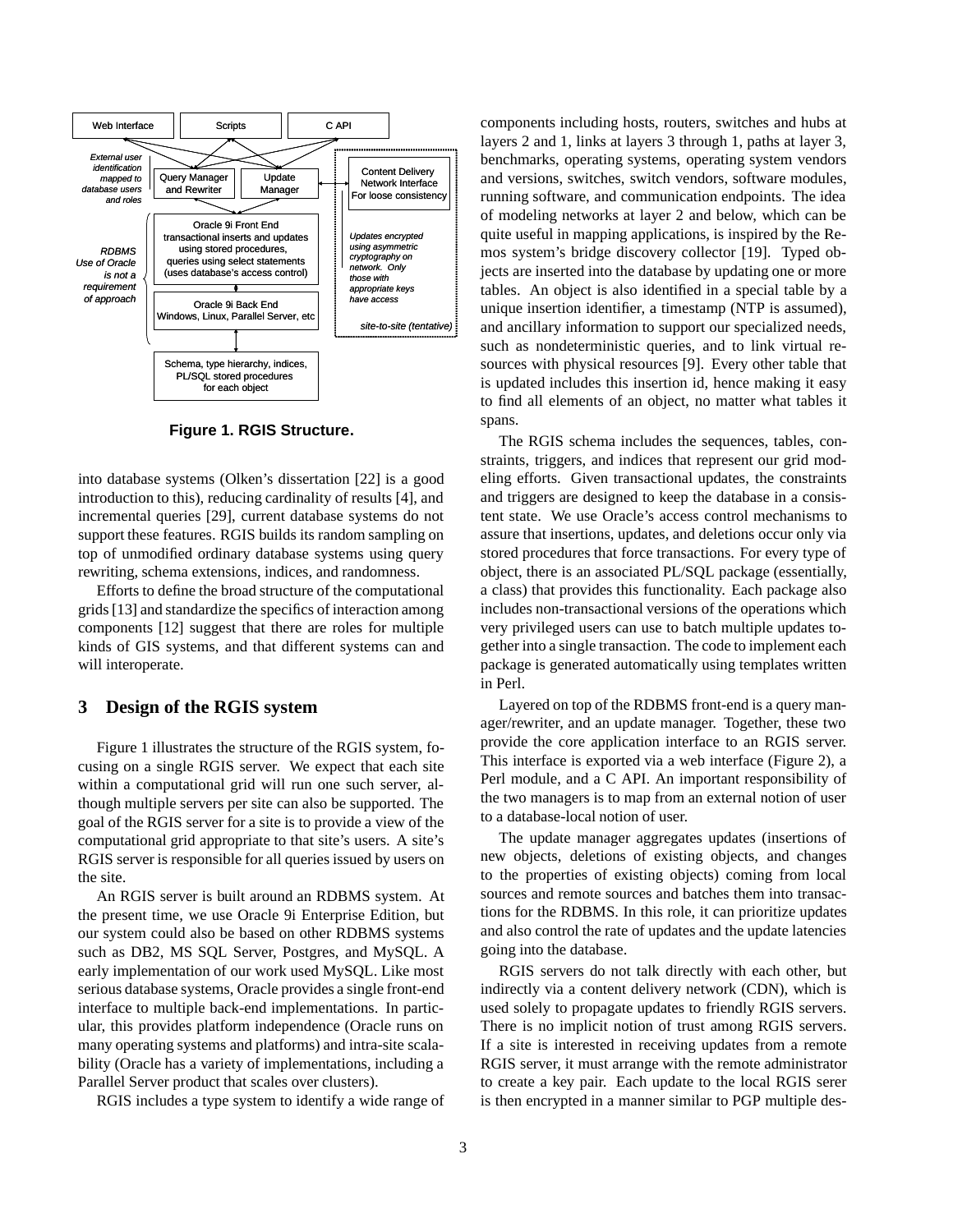Web Interface | Scripts | C API

*External user identification mapped to database users and roles*

Query Manager and Rewriter | Update Manager | Content Delivery Network Interface For loose consistency

*RDBMS Use of Oracle is not a requirement of approach*

Oracle 9i Front End transactional inserts and updates using stored procedures, queries using select statements (uses database's access control)

Oracle 9i Back End Windows, Linux, Parallel Server, etc

*Updates encrypted using asymmetric cryptography on network. Only those with appropriate keys have access*

*site-to-site (tentative)*

Schema, type hierarchy, indices, PL/SQL stored procedures for each object

**Figure 1. RGIS Structure.**

into database systems (Olken's dissertation [22] is a good introduction to this), reducing cardinality of results [4], and incremental queries [29], current database systems do not support these features. RGIS builds its random sampling on top of unmodified ordinary database systems using query rewriting, schema extensions, indices, and randomness.

Efforts to define the broad structure of the computational grids [13] and standardize the specifics of interaction among components [12] suggest that there are roles for multiple kinds of GIS systems, and that different systems can and will interoperate.

## 3 Design of the RGIS system

Figure 1 illustrates the structure of the RGIS system, focusing on a single RGIS server. We expect that each site within a computational grid will run one such server, although multiple servers per site can also be supported. The goal of the RGIS server for a site is to provide a view of the computational grid appropriate to that site's users. A site's RGIS server is responsible for all queries issued by users on the site.

An RGIS server is built around an RDBMS system. At the present time, we use Oracle 9i Enterprise Edition, but our system could also be based on other RDBMS systems such as DB2, MS SQL Server, Postgres, and MySQL. A early implementation of our work used MySQL. Like most serious database systems, Oracle provides a single front-end interface to multiple back-end implementations. In particular, this provides platform independence (Oracle runs on many operating systems and platforms) and intra-site scalability (Oracle has a variety of implementations, including a Parallel Server product that scales over clusters).

RGIS includes a type system to identify a wide range of components including hosts, routers, switches and hubs at layers 2 and 1, links at layers 3 through 1, paths at layer 3, benchmarks, operating systems, operating system vendors and versions, switches, switch vendors, software modules, running software, and communication endpoints. The idea of modeling networks at layer 2 and below, which can be quite useful in mapping applications, is inspired by the Remos system's bridge discovery collector [19]. Typed objects are inserted into the database by updating one or more tables. An object is also identified in a special table by a unique insertion identifier, a timestamp (NTP is assumed), and ancillary information to support our specialized needs, such as nondeterministic queries, and to link virtual resources with physical resources [9]. Every other table that is updated includes this insertion id, hence making it easy to find all elements of an object, no matter what tables it spans.

The RGIS schema includes the sequences, tables, constraints, triggers, and indices that represent our grid modeling efforts. Given transactional updates, the constraints and triggers are designed to keep the database in a consistent state. We use Oracle's access control mechanisms to assure that insertions, updates, and deletions occur only via stored procedures that force transactions. For every type of object, there is an associated PL/SQL package (essentially, a class) that provides this functionality. Each package also includes non-transactional versions of the operations which very privileged users can use to batch multiple updates together into a single transaction. The code to implement each package is generated automatically using templates written in Perl.

Layered on top of the RDBMS front-end is a query manager/rewriter, and an update manager. Together, these two provide the core application interface to an RGIS server. This interface is exported via a web interface (Figure 2), a Perl module, and a C API. An important responsibility of the two managers is to map from an external notion of user to a database-local notion of user.

The update manager aggregates updates (insertions of new objects, deletions of existing objects, and changes to the properties of existing objects) coming from local sources and remote sources and batches them into transactions for the RDBMS. In this role, it can prioritize updates and also control the rate of updates and the update latencies going into the database.

RGIS servers do not talk directly with each other, but indirectly via a content delivery network (CDN), which is used solely to propagate updates to friendly RGIS servers. There is no implicit notion of trust among RGIS servers. If a site is interested in receiving updates from a remote RGIS server, it must arrange with the remote administrator to create a key pair. Each update to the local RGIS serer is then encrypted in a manner similar to PGP multiple des-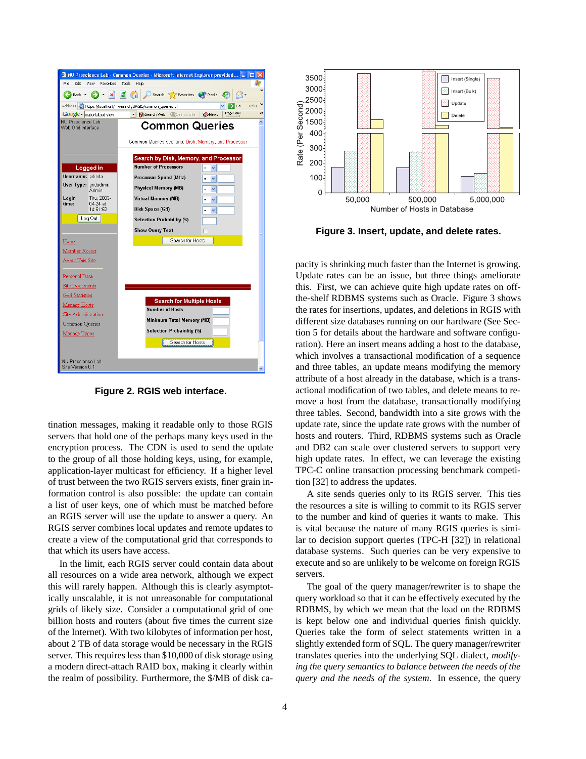Figure 2. RGIS web interface.

Figure 3. Insert, update, and delete rates.

tination messages, making it readable only to those RGIS servers that hold one of the perhaps many keys used in the encryption process. The CDN is used to send the update to the group of all those holding keys, using, for example, application-layer multicast for efficiency. If a higher level of trust between the two RGIS servers exists, finer grain information control is also possible: the update can contain a list of user keys, one of which must be matched before an RGIS server will use the update to answer a query. An RGIS server combines local updates and remote updates to create a view of the computational grid that corresponds to that which its users have access.

In the limit, each RGIS server could contain data about all resources on a wide area network, although we expect this will rarely happen. Although this is clearly asymptotically unscalable, it is not unreasonable for computational grids of likely size. Consider a computational grid of one billion hosts and routers (about five times the current size of the Internet). With two kilobytes of information per host, about 2 TB of data storage would be necessary in the RGIS server. This requires less than $10,000 of disk storage using a modern direct-attach RAID box, making it clearly within the realm of possibility. Furthermore, the $/MB of disk capacity is shrinking much faster than the Internet is growing. Update rates can be an issue, but three things ameliorate this. First, we can achieve quite high update rates on off-the-shelf RDBMS systems such as Oracle. Figure 3 shows the rates for insertions, updates, and deletions in RGIS with different size databases running on our hardware (See Section 5 for details about the hardware and software configuration). Here an insert means adding a host to the database, which involves a transactional modification of a sequence and three tables, an update means modifying the memory attribute of a host already in the database, which is a transactional modification of two tables, and delete means to remove a host from the database, transactionally modifying three tables. Second, bandwidth into a site grows with the update rate, since the update rate grows with the number of hosts and routers. Third, RDBMS systems such as Oracle and DB2 can scale over clustered servers to support very high update rates. In effect, we can leverage the existing TPC-C online transaction processing benchmark competition [32] to address the updates.

A site sends queries only to its RGIS server. This ties the resources a site is willing to commit to its RGIS server to the number and kind of queries it wants to make. This is vital because the nature of many RGIS queries is similar to decision support queries (TPC-H [32]) in relational database systems. Such queries can be very expensive to execute and so are unlikely to be welcome on foreign RGIS servers.

The goal of the query manager/rewriter is to shape the query workload so that it can be effectively executed by the RDBMS, by which we mean that the load on the RDBMS is kept below one and individual queries finish quickly. Queries take the form of select statements written in a slightly extended form of SQL. The query manager/rewriter translates queries into the underlying SQL dialect, *modifying the query semantics to balance between the needs of the query and the needs of the system.* In essence, the query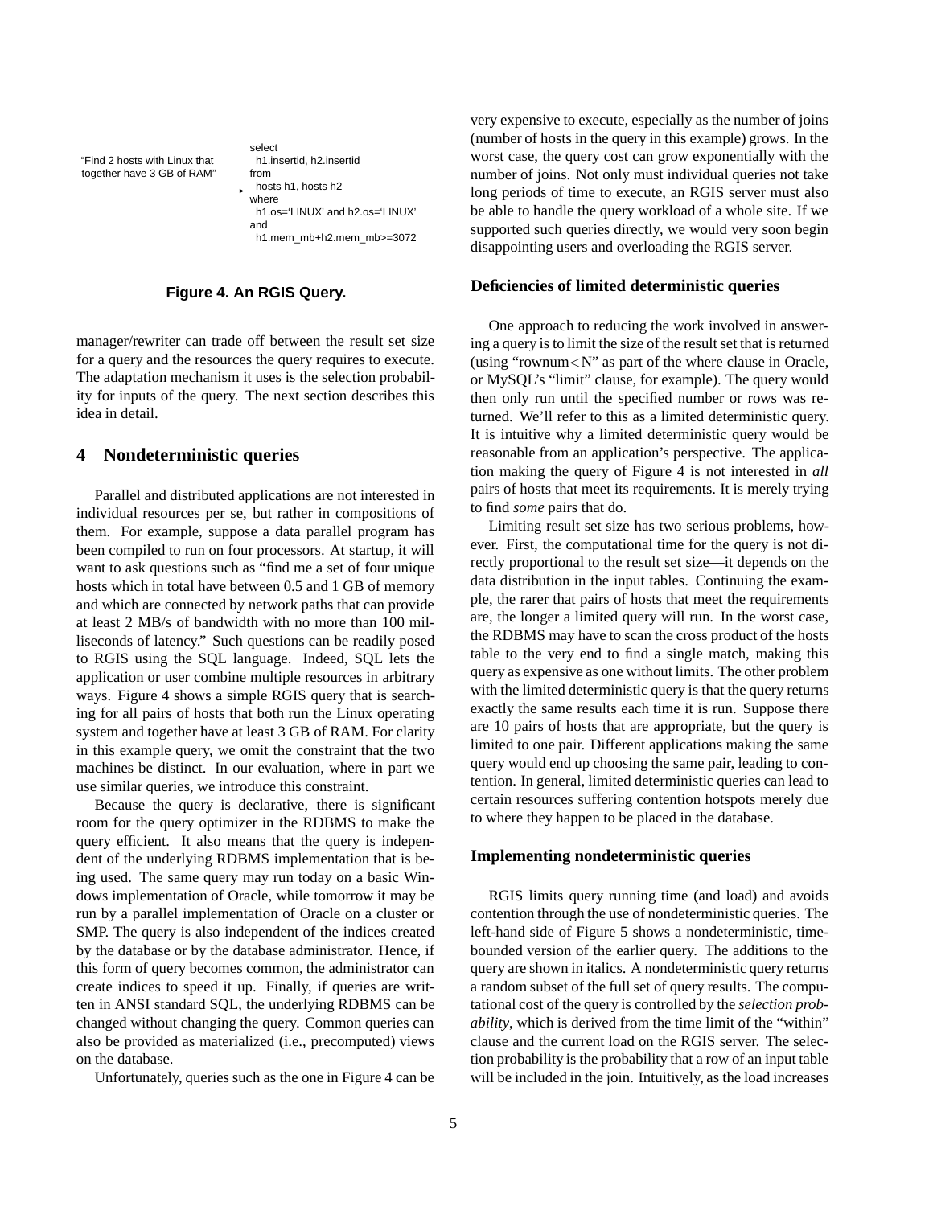"Find 2 hosts with Linux that together have 3 GB of RAM" →

```
select
  h1.insertid, h2.insertid
from
  hosts h1, hosts h2
where
  h1.os='LINUX' and h2.os='LINUX'
and
  h1.mem_mb+h2.mem_mb>=3072
```

**Figure 4. An RGIS Query.**

manager/rewriter can trade off between the result set size for a query and the resources the query requires to execute. The adaptation mechanism it uses is the selection probability for inputs of the query. The next section describes this idea in detail.

## 4 Nondeterministic queries

Parallel and distributed applications are not interested in individual resources per se, but rather in compositions of them. For example, suppose a data parallel program has been compiled to run on four processors. At startup, it will want to ask questions such as "find me a set of four unique hosts which in total have between 0.5 and 1 GB of memory and which are connected by network paths that can provide at least 2 MB/s of bandwidth with no more than 100 milliseconds of latency." Such questions can be readily posed to RGIS using the SQL language. Indeed, SQL lets the application or user combine multiple resources in arbitrary ways. Figure 4 shows a simple RGIS query that is searching for all pairs of hosts that both run the Linux operating system and together have at least 3 GB of RAM. For clarity in this example query, we omit the constraint that the two machines be distinct. In our evaluation, where in part we use similar queries, we introduce this constraint.

Because the query is declarative, there is significant room for the query optimizer in the RDBMS to make the query efficient. It also means that the query is independent of the underlying RDBMS implementation that is being used. The same query may run today on a basic Windows implementation of Oracle, while tomorrow it may be run by a parallel implementation of Oracle on a cluster or SMP. The query is also independent of the indices created by the database or by the database administrator. Hence, if this form of query becomes common, the administrator can create indices to speed it up. Finally, if queries are written in ANSI standard SQL, the underlying RDBMS can be changed without changing the query. Common queries can also be provided as materialized (i.e., precomputed) views on the database.

Unfortunately, queries such as the one in Figure 4 can be very expensive to execute, especially as the number of joins (number of hosts in the query in this example) grows. In the worst case, the query cost can grow exponentially with the number of joins. Not only must individual queries not take long periods of time to execute, an RGIS server must also be able to handle the query workload of a whole site. If we supported such queries directly, we would very soon begin disappointing users and overloading the RGIS server.

### Deficiencies of limited deterministic queries

One approach to reducing the work involved in answering a query is to limit the size of the result set that is returned (using "rownum<N" as part of the where clause in Oracle, or MySQL's "limit" clause, for example). The query would then only run until the specified number or rows was returned. We'll refer to this as a limited deterministic query. It is intuitive why a limited deterministic query would be reasonable from an application's perspective. The application making the query of Figure 4 is not interested in *all* pairs of hosts that meet its requirements. It is merely trying to find *some* pairs that do.

Limiting result set size has two serious problems, however. First, the computational time for the query is not directly proportional to the result set size—it depends on the data distribution in the input tables. Continuing the example, the rarer that pairs of hosts that meet the requirements are, the longer a limited query will run. In the worst case, the RDBMS may have to scan the cross product of the hosts table to the very end to find a single match, making this query as expensive as one without limits. The other problem with the limited deterministic query is that the query returns exactly the same results each time it is run. Suppose there are 10 pairs of hosts that are appropriate, but the query is limited to one pair. Different applications making the same query would end up choosing the same pair, leading to contention. In general, limited deterministic queries can lead to certain resources suffering contention hotspots merely due to where they happen to be placed in the database.

### Implementing nondeterministic queries

RGIS limits query running time (and load) and avoids contention through the use of nondeterministic queries. The left-hand side of Figure 5 shows a nondeterministic, time-bounded version of the earlier query. The additions to the query are shown in italics. A nondeterministic query returns a random subset of the full set of query results. The computational cost of the query is controlled by the *selection probability*, which is derived from the time limit of the "within" clause and the current load on the RGIS server. The selection probability is the probability that a row of an input table will be included in the join. Intuitively, as the load increases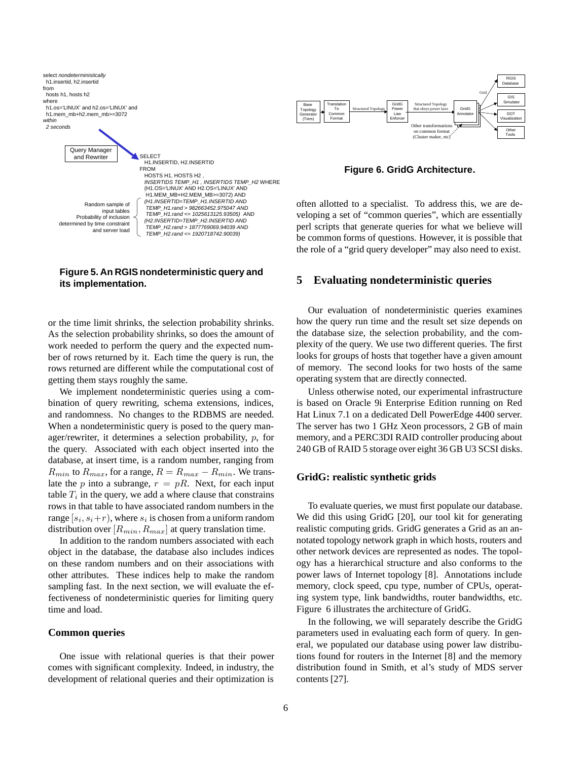```
select nondeterministically
  h1.insertid, h2.insertid
from
  hosts h1, hosts h2
where
  h1.os='LINUX' and h2.os='LINUX' and
  h1.mem_mb+h2.mem_mb>=3072
within
  2 seconds
```

Query Manager and Rewriter

```
SELECT
  H1.INSERTID, H2.INSERTID
FROM
  HOSTS H1, HOSTS H2 ,
  INSERTIDS TEMP_H1 , INSERTIDS TEMP_H2 WHERE
  (H1.OS='LINUX' AND H2.OS='LINUX' AND
   H1.MEM_MB+H2.MEM_MB>=3072) AND
  (H1.INSERTID=TEMP_H1.INSERTID AND
   TEMP_H1.rand > 982663452.975047 AND
   TEMP_H1.rand <= 1025613125.93505)  AND
  (H2.INSERTID=TEMP_H2.INSERTID AND
   TEMP_H2.rand > 1877769069.94039 AND
   TEMP_H2.rand <= 1920718742.90039)
```

Random sample of input tables. Probability of inclusion determined by time constraint and server load

**Figure 5. An RGIS nondeterministic query and its implementation.**

or the time limit shrinks, the selection probability shrinks. As the selection probability shrinks, so does the amount of work needed to perform the query and the expected number of rows returned by it. Each time the query is run, the rows returned are different while the computational cost of getting them stays roughly the same.

We implement nondeterministic queries using a combination of query rewriting, schema extensions, indices, and randomness. No changes to the RDBMS are needed. When a nondeterministic query is posed to the query manager/rewriter, it determines a selection probability, $p$, for the query. Associated with each object inserted into the database, at insert time, is a random number, ranging from $R_{min}$ to $R_{max}$, for a range, $R = R_{max} - R_{min}$. We translate the $p$ into a subrange, $r = pR$. Next, for each input table $T_i$ in the query, we add a where clause that constrains rows in that table to have associated random numbers in the range $[s_i, s_i+r)$, where $s_i$ is chosen from a uniform random distribution over $[R_{min}, R_{max}]$ at query translation time.

In addition to the random numbers associated with each object in the database, the database also includes indices on these random numbers and on their associations with other attributes. These indices help to make the random sampling fast. In the next section, we will evaluate the effectiveness of nondeterministic queries for limiting query time and load.

### Common queries

One issue with relational queries is that their power comes with significant complexity. Indeed, in industry, the development of relational queries and their optimization is often allotted to a specialist. To address this, we are developing a set of "common queries", which are essentially perl scripts that generate queries for what we believe will be common forms of questions. However, it is possible that the role of a "grid query developer" may also need to exist.

Base Topology Generator (Tiers) → Translation To Common Format → (Structured Topology) → GridG Power Law Enforcer → (Structured Topology that obeys power laws) → GridG Annotator → (Grid) → RGIS Database / GIS Simulator / DOT Visualization / Other Tools. Other transformations on common format (Cluster maker, etc) → GridG Annotator.

**Figure 6. GridG Architecture.**

## 5 Evaluating nondeterministic queries

Our evaluation of nondeterministic queries examines how the query run time and the result set size depends on the database size, the selection probability, and the complexity of the query. We use two different queries. The first looks for groups of hosts that together have a given amount of memory. The second looks for two hosts of the same operating system that are directly connected.

Unless otherwise noted, our experimental infrastructure is based on Oracle 9i Enterprise Edition running on Red Hat Linux 7.1 on a dedicated Dell PowerEdge 4400 server. The server has two 1 GHz Xeon processors, 2 GB of main memory, and a PERC3DI RAID controller producing about 240 GB of RAID 5 storage over eight 36 GB U3 SCSI disks.

### GridG: realistic synthetic grids

To evaluate queries, we must first populate our database. We did this using GridG [20], our tool kit for generating realistic computing grids. GridG generates a Grid as an annotated topology network graph in which hosts, routers and other network devices are represented as nodes. The topology has a hierarchical structure and also conforms to the power laws of Internet topology [8]. Annotations include memory, clock speed, cpu type, number of CPUs, operating system type, link bandwidths, router bandwidths, etc. Figure 6 illustrates the architecture of GridG.

In the following, we will separately describe the GridG parameters used in evaluating each form of query. In general, we populated our database using power law distributions found for routers in the Internet [8] and the memory distribution found in Smith, et al's study of MDS server contents [27].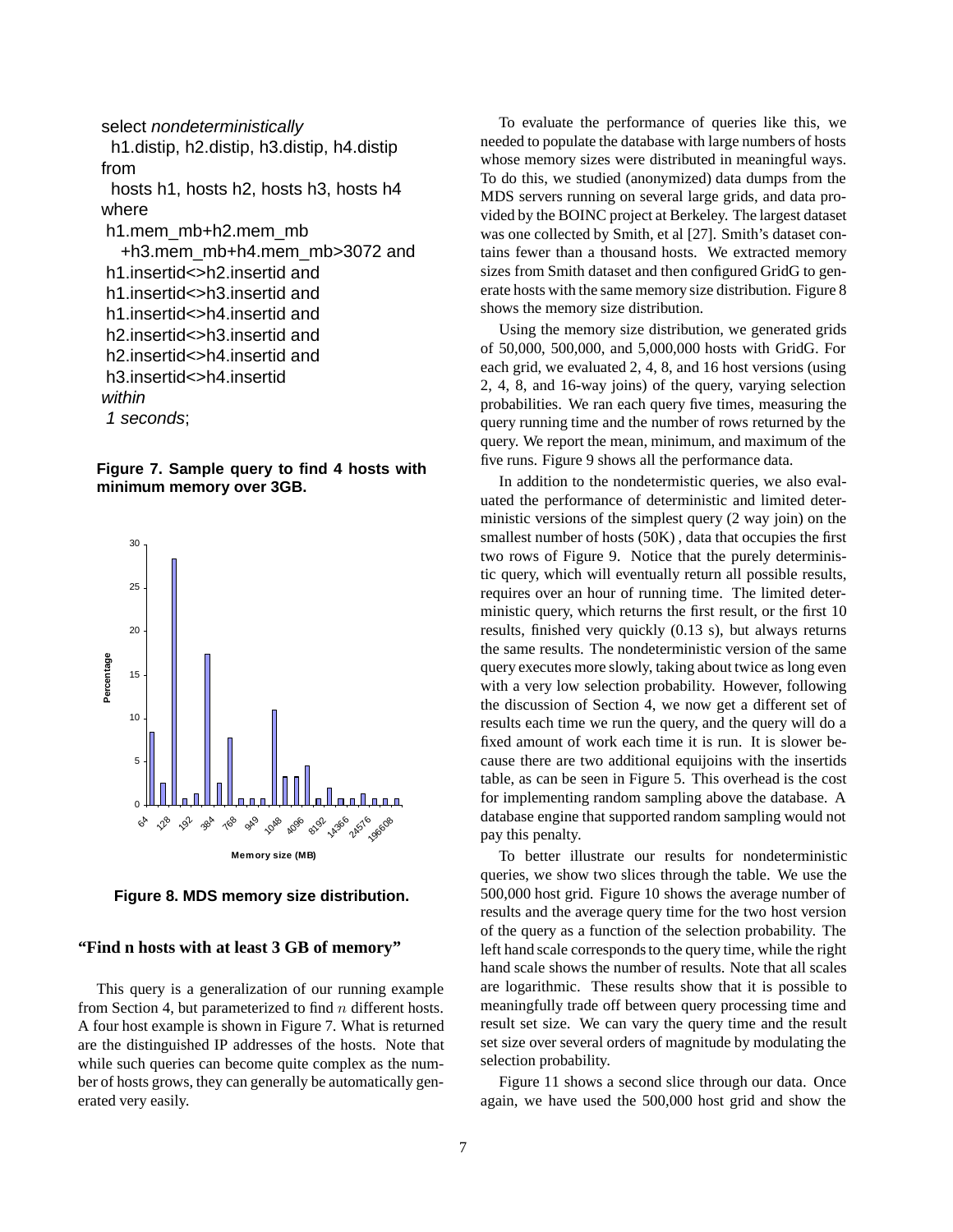```
select nondeterministically
  h1.distip, h2.distip, h3.distip, h4.distip
from
  hosts h1, hosts h2, hosts h3, hosts h4
where
 h1.mem_mb+h2.mem_mb
   +h3.mem_mb+h4.mem_mb>3072 and
 h1.insertid<>h2.insertid and
 h1.insertid<>h3.insertid and
 h1.insertid<>h4.insertid and
 h2.insertid<>h3.insertid and
 h2.insertid<>h4.insertid and
 h3.insertid<>h4.insertid
within
 1 seconds;
```

**Figure 7. Sample query to find 4 hosts with minimum memory over 3GB.**

**Figure 8. MDS memory size distribution.**

### "Find n hosts with at least 3 GB of memory"

This query is a generalization of our running example from Section 4, but parameterized to find $n$ different hosts. A four host example is shown in Figure 7. What is returned are the distinguished IP addresses of the hosts. Note that while such queries can become quite complex as the number of hosts grows, they can generally be automatically generated very easily.

To evaluate the performance of queries like this, we needed to populate the database with large numbers of hosts whose memory sizes were distributed in meaningful ways. To do this, we studied (anonymized) data dumps from the MDS servers running on several large grids, and data provided by the BOINC project at Berkeley. The largest dataset was one collected by Smith, et al [27]. Smith's dataset contains fewer than a thousand hosts. We extracted memory sizes from Smith dataset and then configured GridG to generate hosts with the same memory size distribution. Figure 8 shows the memory size distribution.

Using the memory size distribution, we generated grids of 50,000, 500,000, and 5,000,000 hosts with GridG. For each grid, we evaluated 2, 4, 8, and 16 host versions (using 2, 4, 8, and 16-way joins) of the query, varying selection probabilities. We ran each query five times, measuring the query running time and the number of rows returned by the query. We report the mean, minimum, and maximum of the five runs. Figure 9 shows all the performance data.

In addition to the nondetermistic queries, we also evaluated the performance of deterministic and limited deterministic versions of the simplest query (2 way join) on the smallest number of hosts (50K) , data that occupies the first two rows of Figure 9. Notice that the purely deterministic query, which will eventually return all possible results, requires over an hour of running time. The limited deterministic query, which returns the first result, or the first 10 results, finished very quickly (0.13 s), but always returns the same results. The nondeterministic version of the same query executes more slowly, taking about twice as long even with a very low selection probability. However, following the discussion of Section 4, we now get a different set of results each time we run the query, and the query will do a fixed amount of work each time it is run. It is slower because there are two additional equijoins with the insertids table, as can be seen in Figure 5. This overhead is the cost for implementing random sampling above the database. A database engine that supported random sampling would not pay this penalty.

To better illustrate our results for nondeterministic queries, we show two slices through the table. We use the 500,000 host grid. Figure 10 shows the average number of results and the average query time for the two host version of the query as a function of the selection probability. The left hand scale corresponds to the query time, while the right hand scale shows the number of results. Note that all scales are logarithmic. These results show that it is possible to meaningfully trade off between query processing time and result set size. We can vary the query time and the result set size over several orders of magnitude by modulating the selection probability.

Figure 11 shows a second slice through our data. Once again, we have used the 500,000 host grid and show the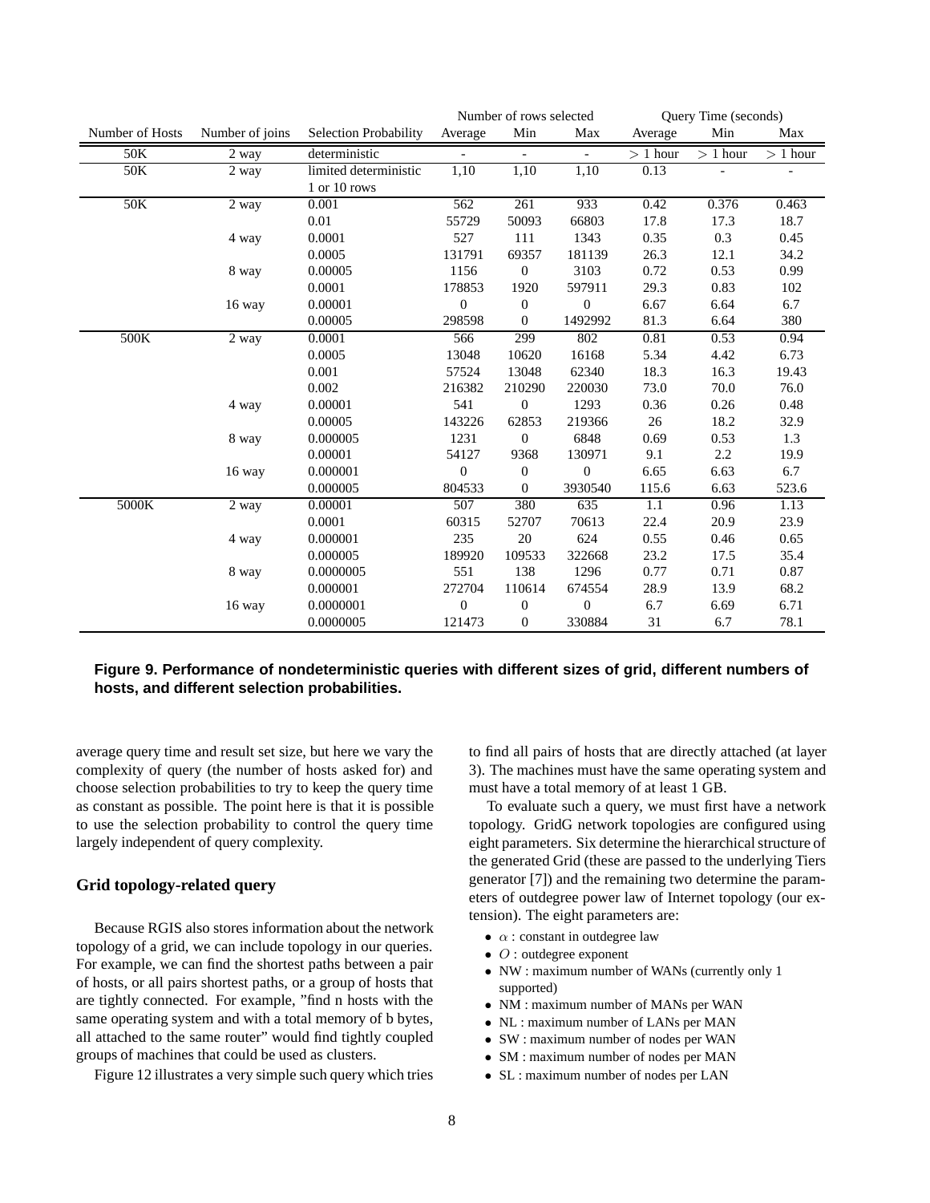| Number of Hosts | Number of joins | Selection Probability | Number of rows selected | | | Query Time (seconds) | | |
|---|---|---|---|---|---|---|---|---|
| | | | Average | Min | Max | Average | Min | Max |
| 50K | 2 way | deterministic | - | - | - | > 1 hour | > 1 hour | > 1 hour |
| 50K | 2 way | limited deterministic 1 or 10 rows | 1,10 | 1,10 | 1,10 | 0.13 | - | - |
| 50K | 2 way | 0.001 | 562 | 261 | 933 | 0.42 | 0.376 | 0.463 |
| | | 0.01 | 55729 | 50093 | 66803 | 17.8 | 17.3 | 18.7 |
| | 4 way | 0.0001 | 527 | 111 | 1343 | 0.35 | 0.3 | 0.45 |
| | | 0.0005 | 131791 | 69357 | 181139 | 26.3 | 12.1 | 34.2 |
| | 8 way | 0.00005 | 1156 | 0 | 3103 | 0.72 | 0.53 | 0.99 |
| | | 0.0001 | 178853 | 1920 | 597911 | 29.3 | 0.83 | 102 |
| | 16 way | 0.00001 | 0 | 0 | 0 | 6.67 | 6.64 | 6.7 |
| | | 0.00005 | 298598 | 0 | 1492992 | 81.3 | 6.64 | 380 |
| 500K | 2 way | 0.0001 | 566 | 299 | 802 | 0.81 | 0.53 | 0.94 |
| | | 0.0005 | 13048 | 10620 | 16168 | 5.34 | 4.42 | 6.73 |
| | | 0.001 | 57524 | 13048 | 62340 | 18.3 | 16.3 | 19.43 |
| | | 0.002 | 216382 | 210290 | 220030 | 73.0 | 70.0 | 76.0 |
| | 4 way | 0.00001 | 541 | 0 | 1293 | 0.36 | 0.26 | 0.48 |
| | | 0.00005 | 143226 | 62853 | 219366 | 26 | 18.2 | 32.9 |
| | 8 way | 0.000005 | 1231 | 0 | 6848 | 0.69 | 0.53 | 1.3 |
| | | 0.00001 | 54127 | 9368 | 130971 | 9.1 | 2.2 | 19.9 |
| | 16 way | 0.000001 | 0 | 0 | 0 | 6.65 | 6.63 | 6.7 |
| | | 0.000005 | 804533 | 0 | 3930540 | 115.6 | 6.63 | 523.6 |
| 5000K | 2 way | 0.00001 | 507 | 380 | 635 | 1.1 | 0.96 | 1.13 |
| | | 0.0001 | 60315 | 52707 | 70613 | 22.4 | 20.9 | 23.9 |
| | 4 way | 0.000001 | 235 | 20 | 624 | 0.55 | 0.46 | 0.65 |
| | | 0.000005 | 189920 | 109533 | 322668 | 23.2 | 17.5 | 35.4 |
| | 8 way | 0.0000005 | 551 | 138 | 1296 | 0.77 | 0.71 | 0.87 |
| | | 0.000001 | 272704 | 110614 | 674554 | 28.9 | 13.9 | 68.2 |
| | 16 way | 0.0000001 | 0 | 0 | 0 | 6.7 | 6.69 | 6.71 |
| | | 0.0000005 | 121473 | 0 | 330884 | 31 | 6.7 | 78.1 |

**Figure 9. Performance of nondeterministic queries with different sizes of grid, different numbers of hosts, and different selection probabilities.**

average query time and result set size, but here we vary the complexity of query (the number of hosts asked for) and choose selection probabilities to try to keep the query time as constant as possible. The point here is that it is possible to use the selection probability to control the query time largely independent of query complexity.

### Grid topology-related query

Because RGIS also stores information about the network topology of a grid, we can include topology in our queries. For example, we can find the shortest paths between a pair of hosts, or all pairs shortest paths, or a group of hosts that are tightly connected. For example, "find n hosts with the same operating system and with a total memory of b bytes, all attached to the same router" would find tightly coupled groups of machines that could be used as clusters.

Figure 12 illustrates a very simple such query which tries to find all pairs of hosts that are directly attached (at layer 3). The machines must have the same operating system and must have a total memory of at least 1 GB.

To evaluate such a query, we must first have a network topology. GridG network topologies are configured using eight parameters. Six determine the hierarchical structure of the generated Grid (these are passed to the underlying Tiers generator [7]) and the remaining two determine the parameters of outdegree power law of Internet topology (our extension). The eight parameters are:

- $\alpha$ : constant in outdegree law
- $O$ : outdegree exponent
- NW : maximum number of WANs (currently only 1 supported)
- NM : maximum number of MANs per WAN
- NL : maximum number of LANs per MAN
- SW : maximum number of nodes per WAN
- SM : maximum number of nodes per MAN
- SL : maximum number of nodes per LAN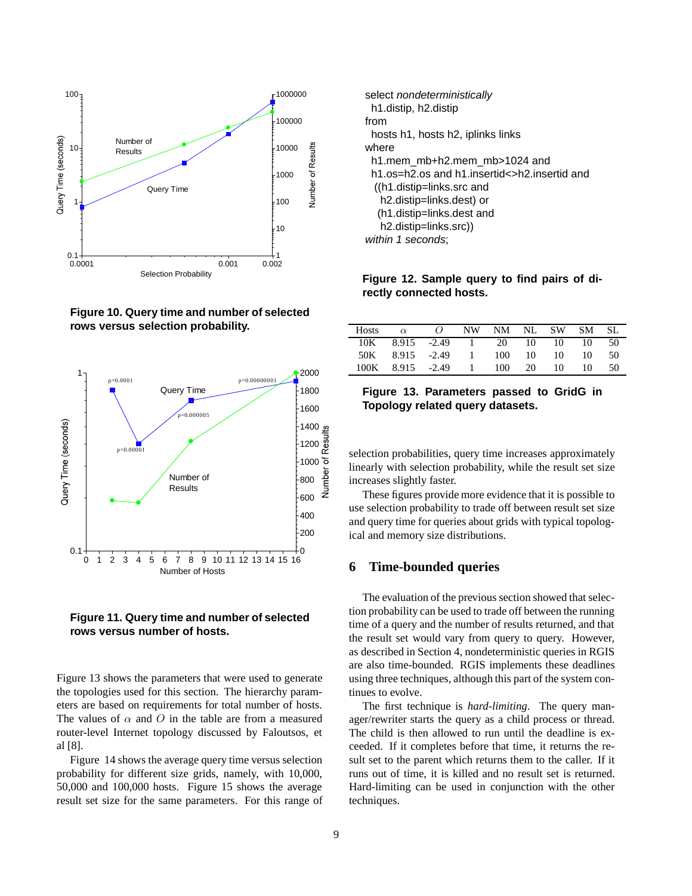Figure 10. **Query time and number of selected rows versus selection probability.**

Figure 11. **Query time and number of selected rows versus number of hosts.**

Figure 13 shows the parameters that were used to generate the topologies used for this section. The hierarchy parameters are based on requirements for total number of hosts. The values of $\alpha$ and $O$ in the table are from a measured router-level Internet topology discussed by Faloutsos, et al [8].

Figure 14 shows the average query time versus selection probability for different size grids, namely, with 10,000, 50,000 and 100,000 hosts. Figure 15 shows the average result set size for the same parameters. For this range of selection probabilities, query time increases approximately linearly with selection probability, while the result set size increases slightly faster.

These figures provide more evidence that it is possible to use selection probability to trade off between result set size and query time for queries about grids with typical topological and memory size distributions.

```
select nondeterministically
  h1.distip, h2.distip
from
  hosts h1, hosts h2, iplinks links
where
  h1.mem_mb+h2.mem_mb>1024 and
  h1.os=h2.os and h1.insertid<>h2.insertid and
   ((h1.distip=links.src and
     h2.distip=links.dest) or
    (h1.distip=links.dest and
     h2.distip=links.src))
within 1 seconds;
```

**Figure 12. Sample query to find pairs of directly connected hosts.**

| Hosts | $\alpha$ | $O$ | NW | NM | NL | SW | SM | SL |
|---|---|---|---|---|---|---|---|---|
| 10K | 8.915 | -2.49 | 1 | 20 | 10 | 10 | 10 | 50 |
| 50K | 8.915 | -2.49 | 1 | 100 | 10 | 10 | 10 | 50 |
| 100K | 8.915 | -2.49 | 1 | 100 | 20 | 10 | 10 | 50 |

**Figure 13. Parameters passed to GridG in Topology related query datasets.**

## 6 Time-bounded queries

The evaluation of the previous section showed that selection probability can be used to trade off between the running time of a query and the number of results returned, and that the result set would vary from query to query. However, as described in Section 4, nondeterministic queries in RGIS are also time-bounded. RGIS implements these deadlines using three techniques, although this part of the system continues to evolve.

The first technique is *hard-limiting*. The query manager/rewriter starts the query as a child process or thread. The child is then allowed to run until the deadline is exceeded. If it completes before that time, it returns the result set to the parent which returns them to the caller. If it runs out of time, it is killed and no result set is returned. Hard-limiting can be used in conjunction with the other techniques.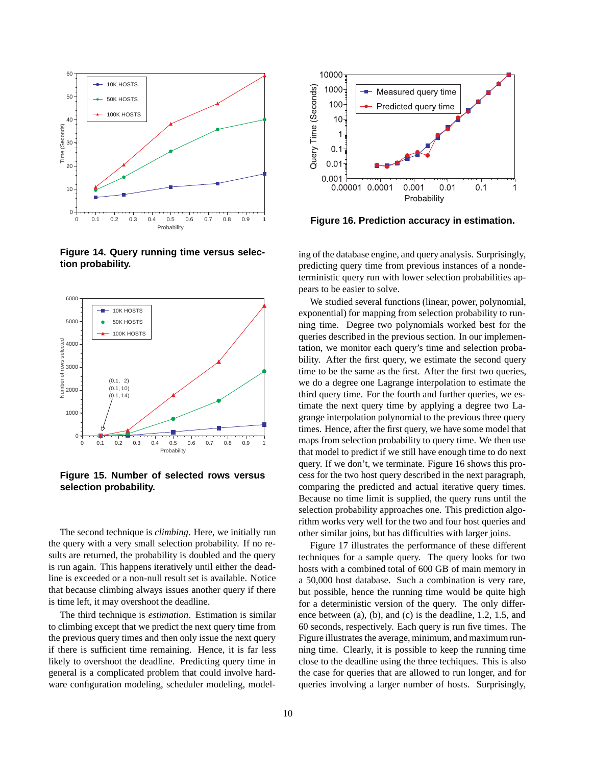60
50
40
30
20
10
0
Time (Seconds)
0 0.1 0.2 0.3 0.4 0.5 0.6 0.7 0.8 0.9 1
Probability
10K HOSTS
50K HOSTS
100K HOSTS

**Figure 14. Query running time versus selection probability.**

6000
5000
4000
3000
2000
1000
0
Number of rows selected
0 0.1 0.2 0.3 0.4 0.5 0.6 0.7 0.8 0.9 1
Probability
10K HOSTS
50K HOSTS
100K HOSTS
(0.1, 2)
(0.1, 10)
(0.1, 14)

**Figure 15. Number of selected rows versus selection probability.**

The second technique is *climbing*. Here, we initially run the query with a very small selection probability. If no results are returned, the probability is doubled and the query is run again. This happens iteratively until either the deadline is exceeded or a non-null result set is available. Notice that because climbing always issues another query if there is time left, it may overshoot the deadline.

The third technique is *estimation*. Estimation is similar to climbing except that we predict the next query time from the previous query times and then only issue the next query if there is sufficient time remaining. Hence, it is far less likely to overshoot the deadline. Predicting query time in general is a complicated problem that could involve hardware configuration modeling, scheduler modeling, modeling of the database engine, and query analysis. Surprisingly, predicting query time from previous instances of a nondeterministic query run with lower selection probabilities appears to be easier to solve.

10000
1000
100
10
1
0.1
0.01
0.001
Query Time (Seconds)
0.00001 0.0001 0.001 0.01 0.1 1
Probability
Measured query time
Predicted query time

**Figure 16. Prediction accuracy in estimation.**

We studied several functions (linear, power, polynomial, exponential) for mapping from selection probability to running time. Degree two polynomials worked best for the queries described in the previous section. In our implementation, we monitor each query's time and selection probability. After the first query, we estimate the second query time to be the same as the first. After the first two queries, we do a degree one Lagrange interpolation to estimate the third query time. For the fourth and further queries, we estimate the next query time by applying a degree two Lagrange interpolation polynomial to the previous three query times. Hence, after the first query, we have some model that maps from selection probability to query time. We then use that model to predict if we still have enough time to do next query. If we don't, we terminate. Figure 16 shows this process for the two host query described in the next paragraph, comparing the predicted and actual iterative query times. Because no time limit is supplied, the query runs until the selection probability approaches one. This prediction algorithm works very well for the two and four host queries and other similar joins, but has difficulties with larger joins.

Figure 17 illustrates the performance of these different techniques for a sample query. The query looks for two hosts with a combined total of 600 GB of main memory in a 50,000 host database. Such a combination is very rare, but possible, hence the running time would be quite high for a deterministic version of the query. The only difference between (a), (b), and (c) is the deadline, 1.2, 1.5, and 60 seconds, respectively. Each query is run five times. The Figure illustrates the average, minimum, and maximum running time. Clearly, it is possible to keep the running time close to the deadline using the three techiques. This is also the case for queries that are allowed to run longer, and for queries involving a larger number of hosts. Surprisingly,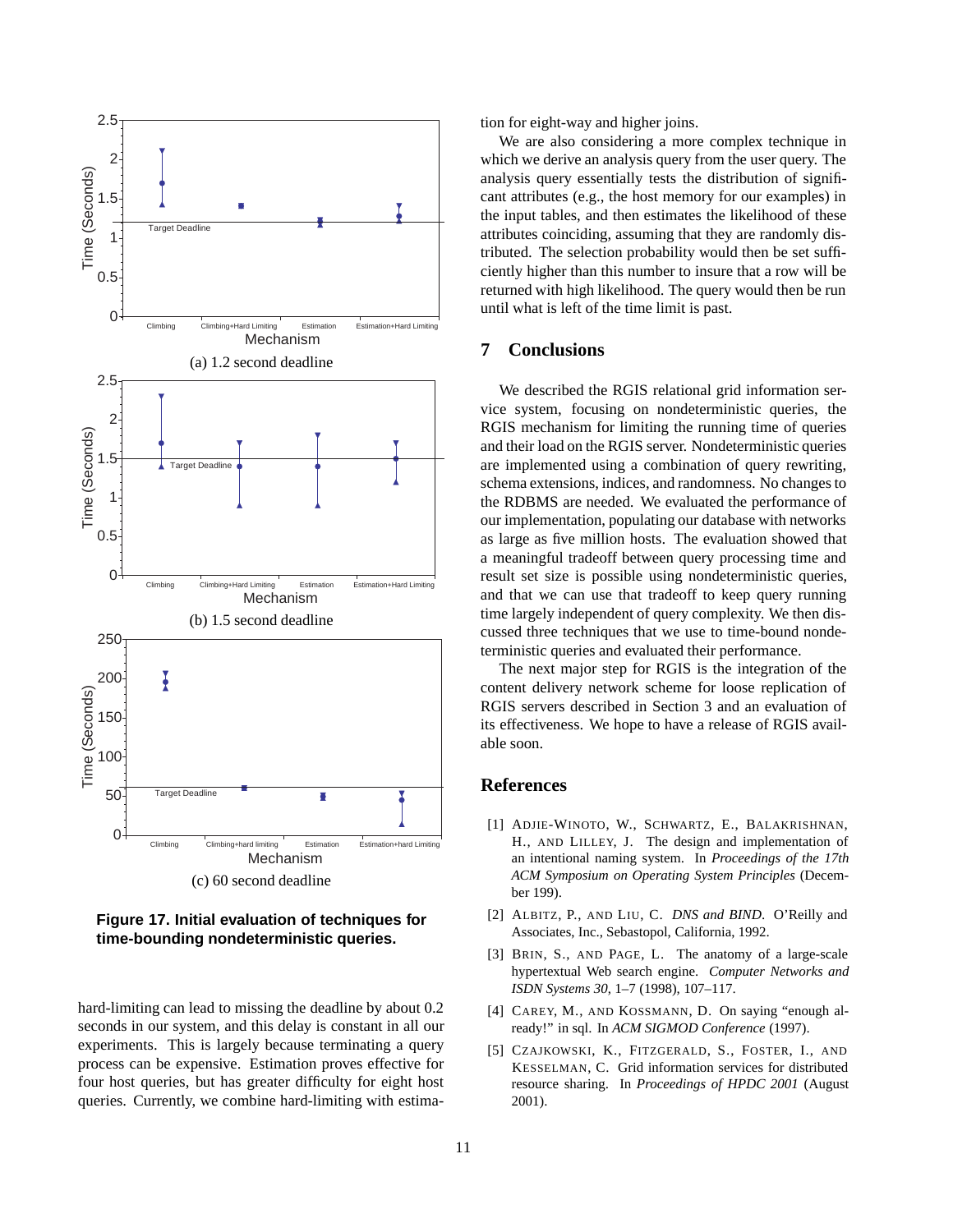2.5
2
1.5
1
0.5
0
Time (Seconds)
Target Deadline
Climbing
Climbing+Hard Limiting
Estimation
Estimation+Hard Limiting
Mechanism

(a) 1.2 second deadline

2.5
2
1.5
1
0.5
0
Time (Seconds)
Target Deadline
Climbing
Climbing+Hard Limiting
Estimation
Estimation+Hard Limiting
Mechanism

(b) 1.5 second deadline

250
200
150
100
50
0
Time (Seconds)
Target Deadline
Climbing
Climbing+hard limiting
Estimation
Estimation+hard Limiting
Mechanism

(c) 60 second deadline

**Figure 17. Initial evaluation of techniques for time-bounding nondeterministic queries.**

hard-limiting can lead to missing the deadline by about 0.2 seconds in our system, and this delay is constant in all our experiments. This is largely because terminating a query process can be expensive. Estimation proves effective for four host queries, but has greater difficulty for eight host queries. Currently, we combine hard-limiting with estimation for eight-way and higher joins.

We are also considering a more complex technique in which we derive an analysis query from the user query. The analysis query essentially tests the distribution of significant attributes (e.g., the host memory for our examples) in the input tables, and then estimates the likelihood of these attributes coinciding, assuming that they are randomly distributed. The selection probability would then be set sufficiently higher than this number to insure that a row will be returned with high likelihood. The query would then be run until what is left of the time limit is past.

## 7 Conclusions

We described the RGIS relational grid information service system, focusing on nondeterministic queries, the RGIS mechanism for limiting the running time of queries and their load on the RGIS server. Nondeterministic queries are implemented using a combination of query rewriting, schema extensions, indices, and randomness. No changes to the RDBMS are needed. We evaluated the performance of our implementation, populating our database with networks as large as five million hosts. The evaluation showed that a meaningful tradeoff between query processing time and result set size is possible using nondeterministic queries, and that we can use that tradeoff to keep query running time largely independent of query complexity. We then discussed three techniques that we use to time-bound nondeterministic queries and evaluated their performance.

The next major step for RGIS is the integration of the content delivery network scheme for loose replication of RGIS servers described in Section 3 and an evaluation of its effectiveness. We hope to have a release of RGIS available soon.

## References

[1] Adjie-Winoto, W., Schwartz, E., Balakrishnan, H., and Lilley, J. The design and implementation of an intentional naming system. In *Proceedings of the 17th ACM Symposium on Operating System Principles* (December 199).

[2] Albitz, P., and Liu, C. *DNS and BIND*. O'Reilly and Associates, Inc., Sebastopol, California, 1992.

[3] Brin, S., and Page, L. The anatomy of a large-scale hypertextual Web search engine. *Computer Networks and ISDN Systems 30*, 1–7 (1998), 107–117.

[4] Carey, M., and Kossmann, D. On saying "enough already!" in sql. In *ACM SIGMOD Conference* (1997).

[5] Czajkowski, K., Fitzgerald, S., Foster, I., and Kesselman, C. Grid information services for distributed resource sharing. In *Proceedings of HPDC 2001* (August 2001).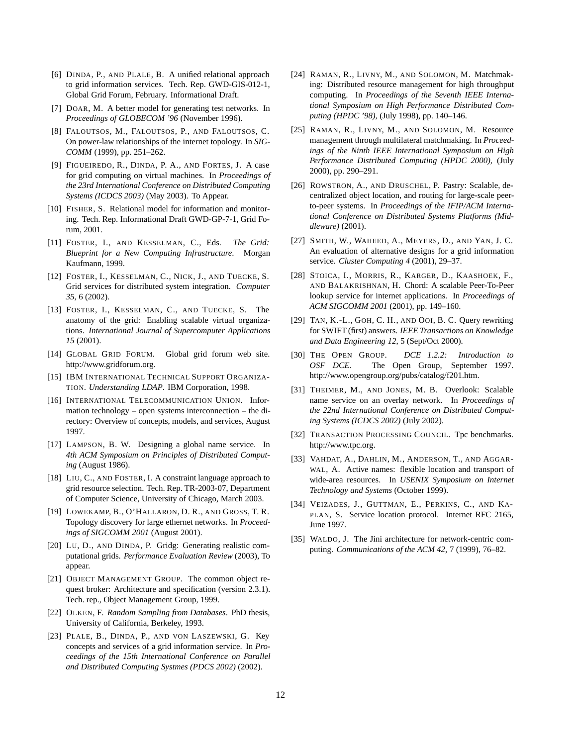[6] Dinda, P., and Plale, B. A unified relational approach to grid information services. Tech. Rep. GWD-GIS-012-1, Global Grid Forum, February. Informational Draft.

[7] Doar, M. A better model for generating test networks. In *Proceedings of GLOBECOM '96* (November 1996).

[8] Faloutsos, M., Faloutsos, P., and Faloutsos, C. On power-law relationships of the internet topology. In *SIGCOMM* (1999), pp. 251–262.

[9] Figueiredo, R., Dinda, P. A., and Fortes, J. A case for grid computing on virtual machines. In *Proceedings of the 23rd International Conference on Distributed Computing Systems (ICDCS 2003)* (May 2003). To Appear.

[10] Fisher, S. Relational model for information and monitoring. Tech. Rep. Informational Draft GWD-GP-7-1, Grid Forum, 2001.

[11] Foster, I., and Kesselman, C., Eds. *The Grid: Blueprint for a New Computing Infrastructure*. Morgan Kaufmann, 1999.

[12] Foster, I., Kesselman, C., Nick, J., and Tuecke, S. Grid services for distributed system integration. *Computer 35*, 6 (2002).

[13] Foster, I., Kesselman, C., and Tuecke, S. The anatomy of the grid: Enabling scalable virtual organizations. *International Journal of Supercomputer Applications 15* (2001).

[14] Global Grid Forum. Global grid forum web site. http://www.gridforum.org.

[15] IBM International Technical Support Organization. *Understanding LDAP*. IBM Corporation, 1998.

[16] International Telecommunication Union. Information technology – open systems interconnection – the directory: Overview of concepts, models, and services, August 1997.

[17] Lampson, B. W. Designing a global name service. In *4th ACM Symposium on Principles of Distributed Computing* (August 1986).

[18] Liu, C., and Foster, I. A constraint language approach to grid resource selection. Tech. Rep. TR-2003-07, Department of Computer Science, University of Chicago, March 2003.

[19] Lowekamp, B., O'Hallaron, D. R., and Gross, T. R. Topology discovery for large ethernet networks. In *Proceedings of SIGCOMM 2001* (August 2001).

[20] Lu, D., and Dinda, P. Gridg: Generating realistic computational grids. *Performance Evaluation Review* (2003), To appear.

[21] Object Management Group. The common object request broker: Architecture and specification (version 2.3.1). Tech. rep., Object Management Group, 1999.

[22] Olken, F. *Random Sampling from Databases*. PhD thesis, University of California, Berkeley, 1993.

[23] Plale, B., Dinda, P., and von Laszewski, G. Key concepts and services of a grid information service. In *Proceedings of the 15th International Conference on Parallel and Distributed Computing Systmes (PDCS 2002)* (2002).

[24] Raman, R., Livny, M., and Solomon, M. Matchmaking: Distributed resource management for high throughput computing. In *Proceedings of the Seventh IEEE International Symposium on High Performance Distributed Computing (HPDC '98)*, (July 1998), pp. 140–146.

[25] Raman, R., Livny, M., and Solomon, M. Resource management through multilateral matchmaking. In *Proceedings of the Ninth IEEE International Symposium on High Performance Distributed Computing (HPDC 2000)*, (July 2000), pp. 290–291.

[26] Rowstron, A., and Druschel, P. Pastry: Scalable, decentralized object location, and routing for large-scale peer-to-peer systems. In *Proceedings of the IFIP/ACM International Conference on Distributed Systems Platforms (Middleware)* (2001).

[27] Smith, W., Waheed, A., Meyers, D., and Yan, J. C. An evaluation of alternative designs for a grid information service. *Cluster Computing 4* (2001), 29–37.

[28] Stoica, I., Morris, R., Karger, D., Kaashoek, F., and Balakrishnan, H. Chord: A scalable Peer-To-Peer lookup service for internet applications. In *Proceedings of ACM SIGCOMM 2001* (2001), pp. 149–160.

[29] Tan, K.-L., Goh, C. H., and Ooi, B. C. Query rewriting for SWIFT (first) answers. *IEEE Transactions on Knowledge and Data Engineering 12*, 5 (Sept/Oct 2000).

[30] The Open Group. *DCE 1.2.2: Introduction to OSF DCE*. The Open Group, September 1997. http://www.opengroup.org/pubs/catalog/f201.htm.

[31] Theimer, M., and Jones, M. B. Overlook: Scalable name service on an overlay network. In *Proceedings of the 22nd International Conference on Distributed Computing Systems (ICDCS 2002)* (July 2002).

[32] Transaction Processing Council. Tpc benchmarks. http://www.tpc.org.

[33] Vahdat, A., Dahlin, M., Anderson, T., and Aggarwal, A. Active names: flexible location and transport of wide-area resources. In *USENIX Symposium on Internet Technology and Systems* (October 1999).

[34] Veizades, J., Guttman, E., Perkins, C., and Kaplan, S. Service location protocol. Internet RFC 2165, June 1997.

[35] Waldo, J. The Jini architecture for network-centric computing. *Communications of the ACM 42*, 7 (1999), 76–82.